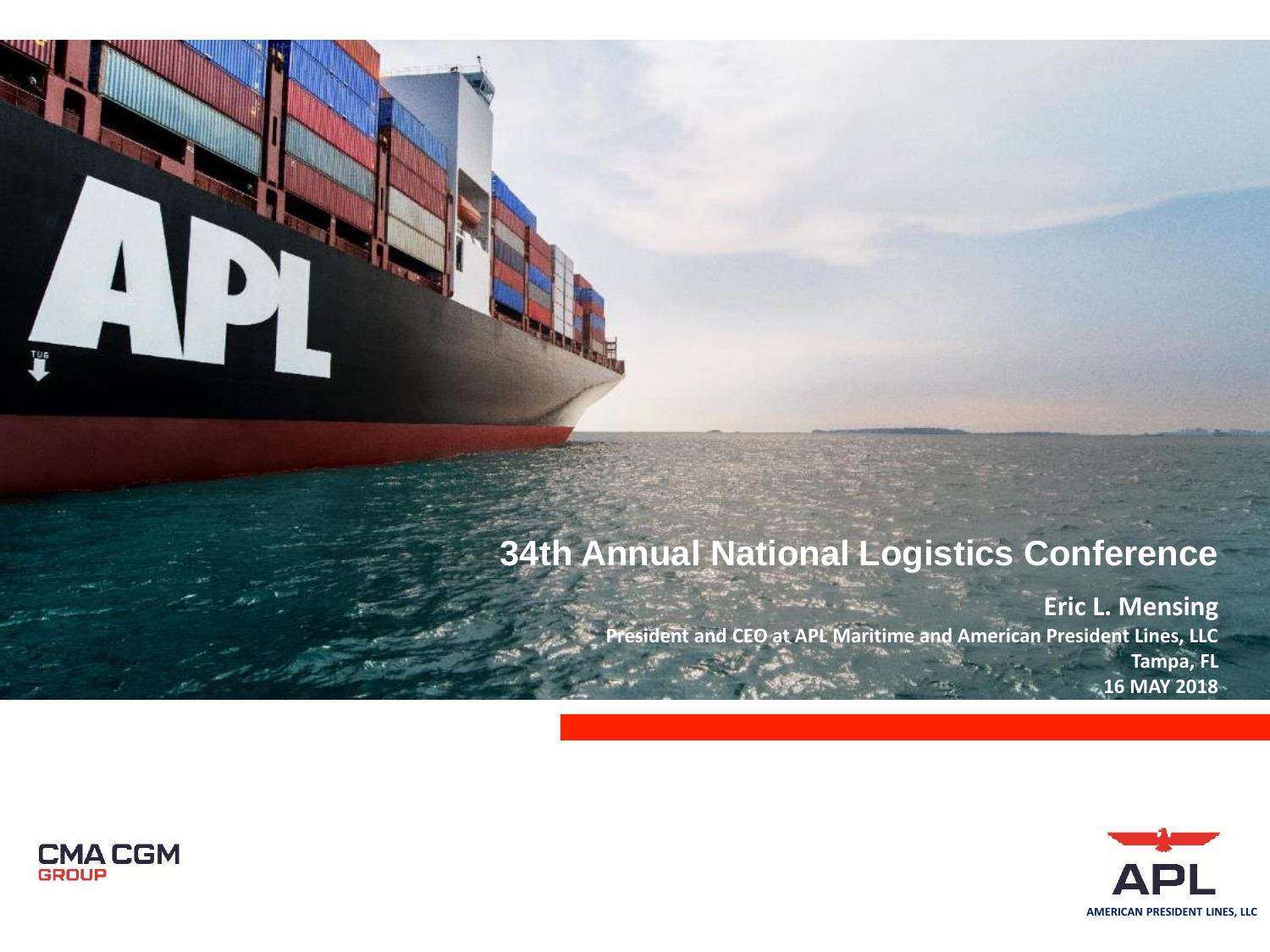# 34th Annual National Logistics Conference

**Eric L. Mensing**

**President and CEO at APL Maritime and American President Lines, LLC**

**Tampa, FL**

**16 MAY 2018**

CMA CGM GROUP

APL

AMERICAN PRESIDENT LINES, LLC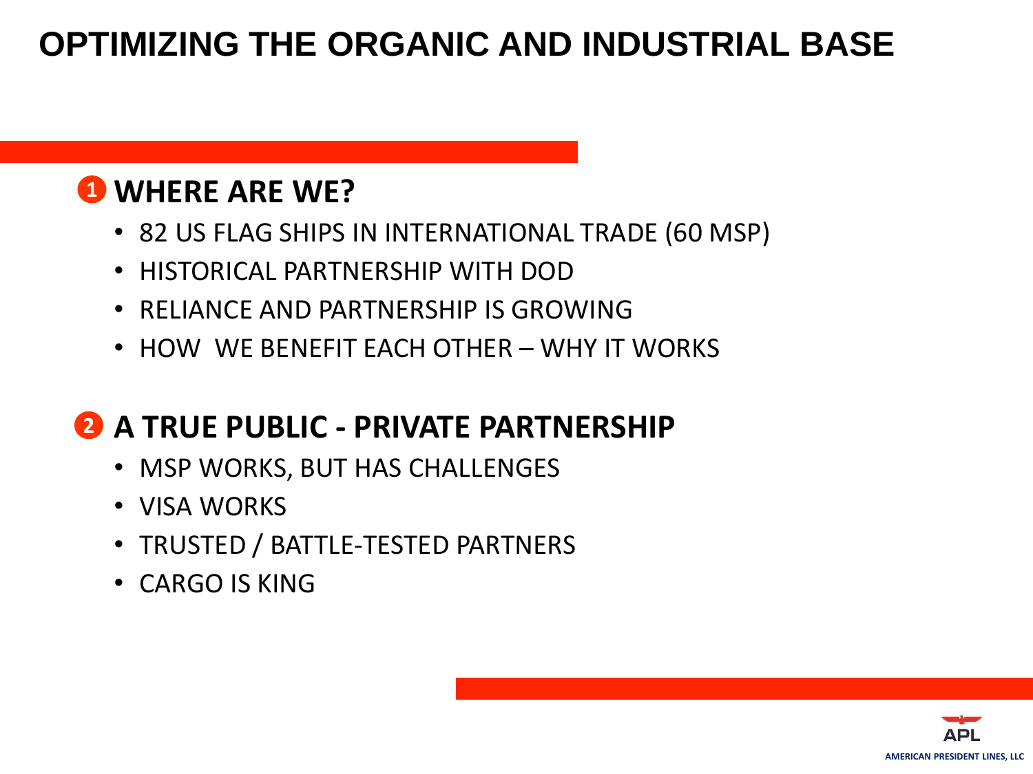# OPTIMIZING THE ORGANIC AND INDUSTRIAL BASE

## 1 WHERE ARE WE?

- 82 US FLAG SHIPS IN INTERNATIONAL TRADE (60 MSP)
- HISTORICAL PARTNERSHIP WITH DOD
- RELIANCE AND PARTNERSHIP IS GROWING
- HOW WE BENEFIT EACH OTHER – WHY IT WORKS

## 2 A TRUE PUBLIC - PRIVATE PARTNERSHIP

- MSP WORKS, BUT HAS CHALLENGES
- VISA WORKS
- TRUSTED / BATTLE-TESTED PARTNERS
- CARGO IS KING

APL

AMERICAN PRESIDENT LINES, LLC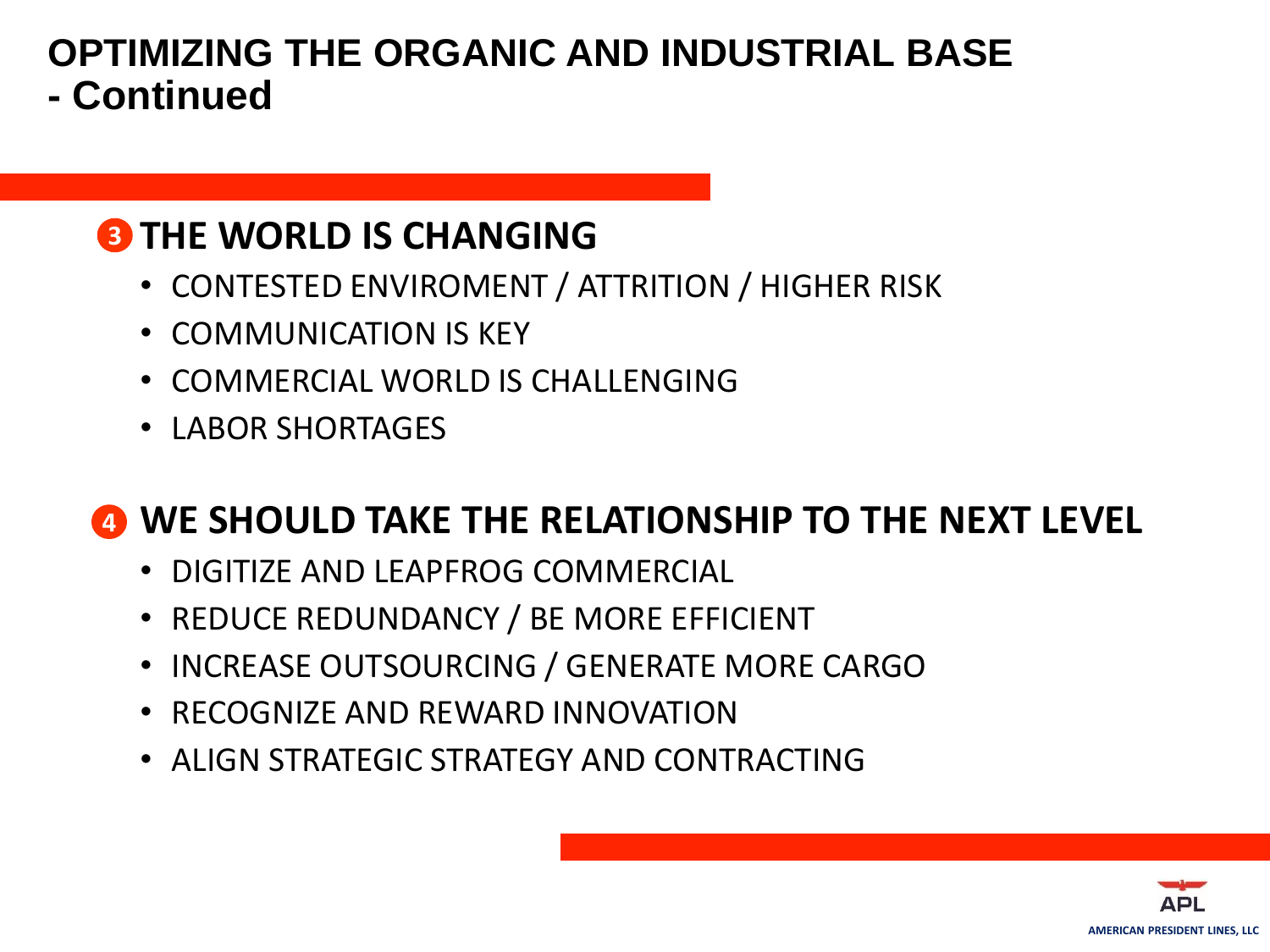# OPTIMIZING THE ORGANIC AND INDUSTRIAL BASE - Continued

## 3 THE WORLD IS CHANGING

- CONTESTED ENVIROMENT / ATTRITION / HIGHER RISK
- COMMUNICATION IS KEY
- COMMERCIAL WORLD IS CHALLENGING
- LABOR SHORTAGES

## 4 WE SHOULD TAKE THE RELATIONSHIP TO THE NEXT LEVEL

- DIGITIZE AND LEAPFROG COMMERCIAL
- REDUCE REDUNDANCY / BE MORE EFFICIENT
- INCREASE OUTSOURCING / GENERATE MORE CARGO
- RECOGNIZE AND REWARD INNOVATION
- ALIGN STRATEGIC STRATEGY AND CONTRACTING

APL

AMERICAN PRESIDENT LINES, LLC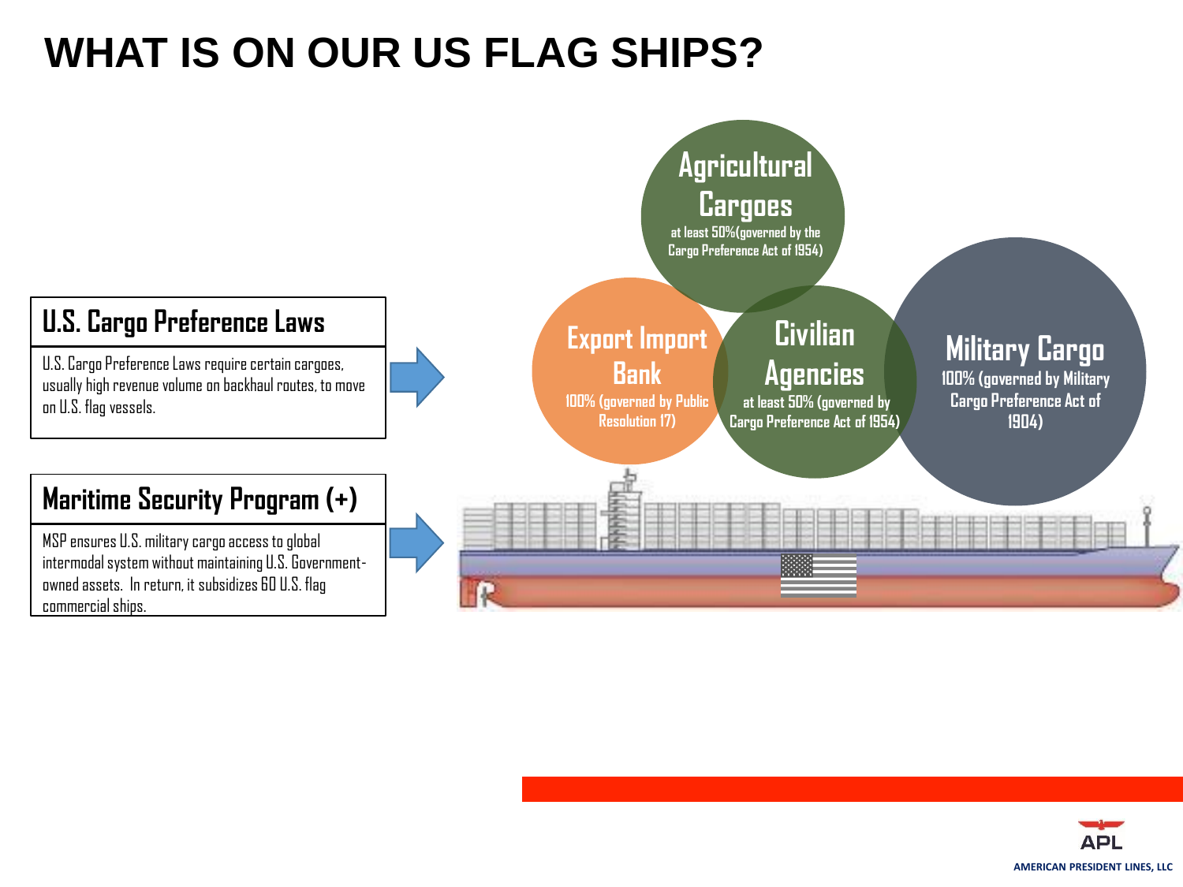# WHAT IS ON OUR US FLAG SHIPS?

## U.S. Cargo Preference Laws

U.S. Cargo Preference Laws require certain cargoes, usually high revenue volume on backhaul routes, to move on U.S. flag vessels.

## Maritime Security Program (+)

MSP ensures U.S. military cargo access to global intermodal system without maintaining U.S. Government-owned assets. In return, it subsidizes 60 U.S. flag commercial ships.

**Agricultural Cargoes**
at least 50%(governed by the Cargo Preference Act of 1954)

**Export Import Bank**
100% (governed by Public Resolution 17)

**Civilian Agencies**
at least 50% (governed by Cargo Preference Act of 1954)

**Military Cargo**
100% (governed by Military Cargo Preference Act of 1904)

APL
AMERICAN PRESIDENT LINES, LLC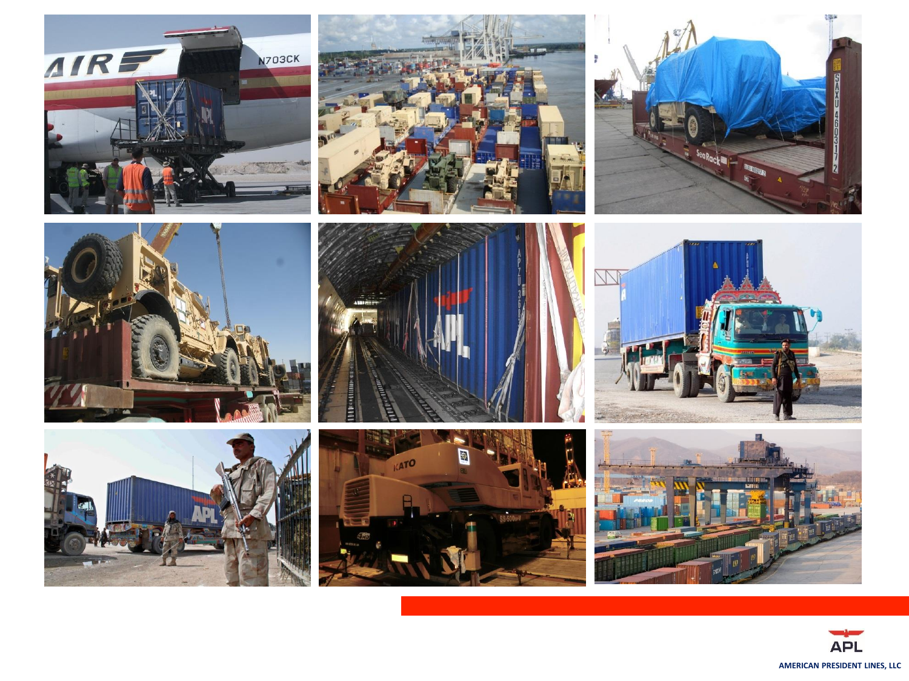APL

AMERICAN PRESIDENT LINES, LLC